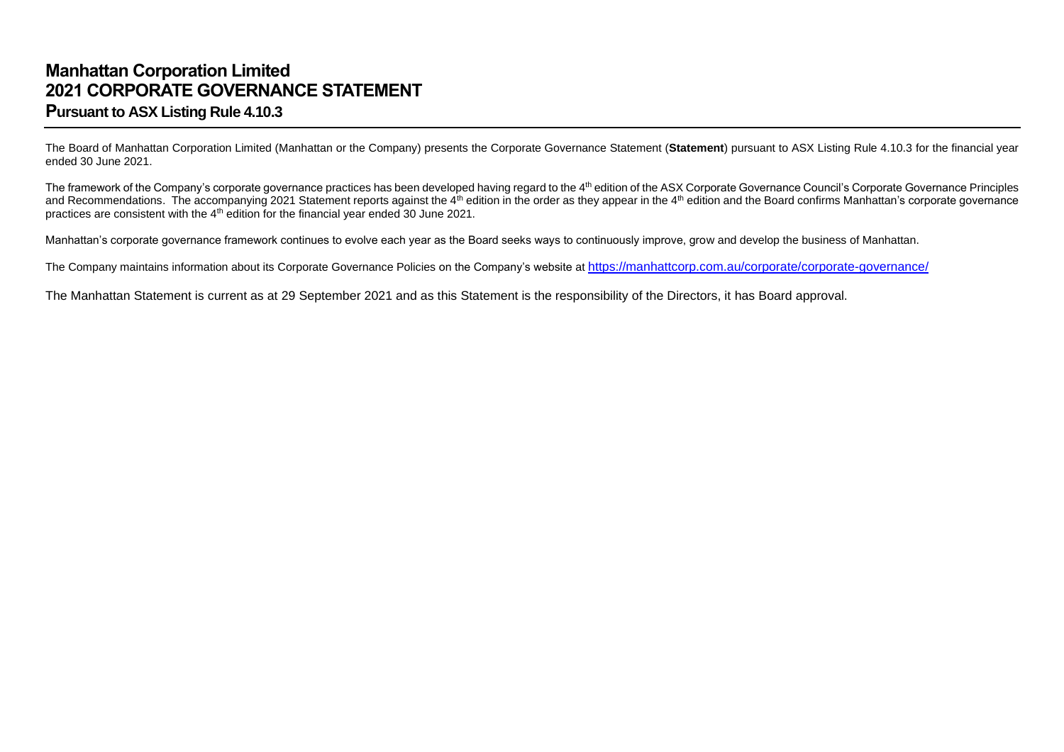# Manhattan Corporation Limited
# 2021 CORPORATE GOVERNANCE STATEMENT
## Pursuant to ASX Listing Rule 4.10.3

The Board of Manhattan Corporation Limited (Manhattan or the Company) presents the Corporate Governance Statement (**Statement**) pursuant to ASX Listing Rule 4.10.3 for the financial year ended 30 June 2021.

The framework of the Company's corporate governance practices has been developed having regard to the 4th edition of the ASX Corporate Governance Council's Corporate Governance Principles and Recommendations. The accompanying 2021 Statement reports against the 4th edition in the order as they appear in the 4th edition and the Board confirms Manhattan's corporate governance practices are consistent with the 4th edition for the financial year ended 30 June 2021.

Manhattan's corporate governance framework continues to evolve each year as the Board seeks ways to continuously improve, grow and develop the business of Manhattan.

The Company maintains information about its Corporate Governance Policies on the Company's website at https://manhattcorp.com.au/corporate/corporate-governance/

The Manhattan Statement is current as at 29 September 2021 and as this Statement is the responsibility of the Directors, it has Board approval.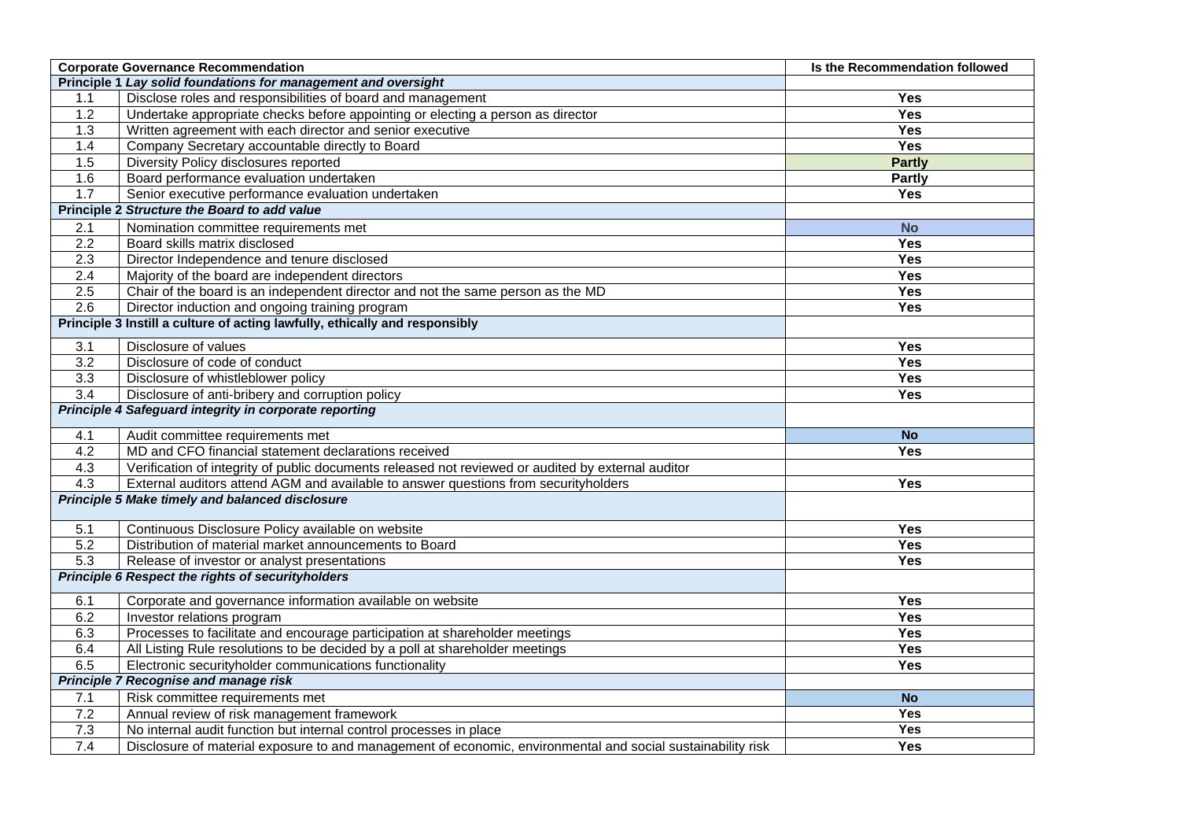| Corporate Governance Recommendation | | Is the Recommendation followed |
|---|---|---|
| **Principle 1** ***Lay solid foundations for management and oversight*** | | |
| 1.1 | Disclose roles and responsibilities of board and management | **Yes** |
| 1.2 | Undertake appropriate checks before appointing or electing a person as director | **Yes** |
| 1.3 | Written agreement with each director and senior executive | **Yes** |
| 1.4 | Company Secretary accountable directly to Board | **Yes** |
| 1.5 | Diversity Policy disclosures reported | **Partly** |
| 1.6 | Board performance evaluation undertaken | **Partly** |
| 1.7 | Senior executive performance evaluation undertaken | **Yes** |
| **Principle 2** ***Structure the Board to add value*** | | |
| 2.1 | Nomination committee requirements met | **No** |
| 2.2 | Board skills matrix disclosed | **Yes** |
| 2.3 | Director Independence and tenure disclosed | **Yes** |
| 2.4 | Majority of the board are independent directors | **Yes** |
| 2.5 | Chair of the board is an independent director and not the same person as the MD | **Yes** |
| 2.6 | Director induction and ongoing training program | **Yes** |
| **Principle 3 Instill a culture of acting lawfully, ethically and responsibly** | | |
| 3.1 | Disclosure of values | **Yes** |
| 3.2 | Disclosure of code of conduct | **Yes** |
| 3.3 | Disclosure of whistleblower policy | **Yes** |
| 3.4 | Disclosure of anti-bribery and corruption policy | **Yes** |
| ***Principle 4 Safeguard integrity in corporate reporting*** | | |
| 4.1 | Audit committee requirements met | **No** |
| 4.2 | MD and CFO financial statement declarations received | **Yes** |
| 4.3 | Verification of integrity of public documents released not reviewed or audited by external auditor | |
| 4.3 | External auditors attend AGM and available to answer questions from securityholders | **Yes** |
| ***Principle 5 Make timely and balanced disclosure*** | | |
| 5.1 | Continuous Disclosure Policy available on website | **Yes** |
| 5.2 | Distribution of material market announcements to Board | **Yes** |
| 5.3 | Release of investor or analyst presentations | **Yes** |
| ***Principle 6 Respect the rights of securityholders*** | | |
| 6.1 | Corporate and governance information available on website | **Yes** |
| 6.2 | Investor relations program | **Yes** |
| 6.3 | Processes to facilitate and encourage participation at shareholder meetings | **Yes** |
| 6.4 | All Listing Rule resolutions to be decided by a poll at shareholder meetings | **Yes** |
| 6.5 | Electronic securityholder communications functionality | **Yes** |
| ***Principle 7 Recognise and manage risk*** | | |
| 7.1 | Risk committee requirements met | **No** |
| 7.2 | Annual review of risk management framework | **Yes** |
| 7.3 | No internal audit function but internal control processes in place | **Yes** |
| 7.4 | Disclosure of material exposure to and management of economic, environmental and social sustainability risk | **Yes** |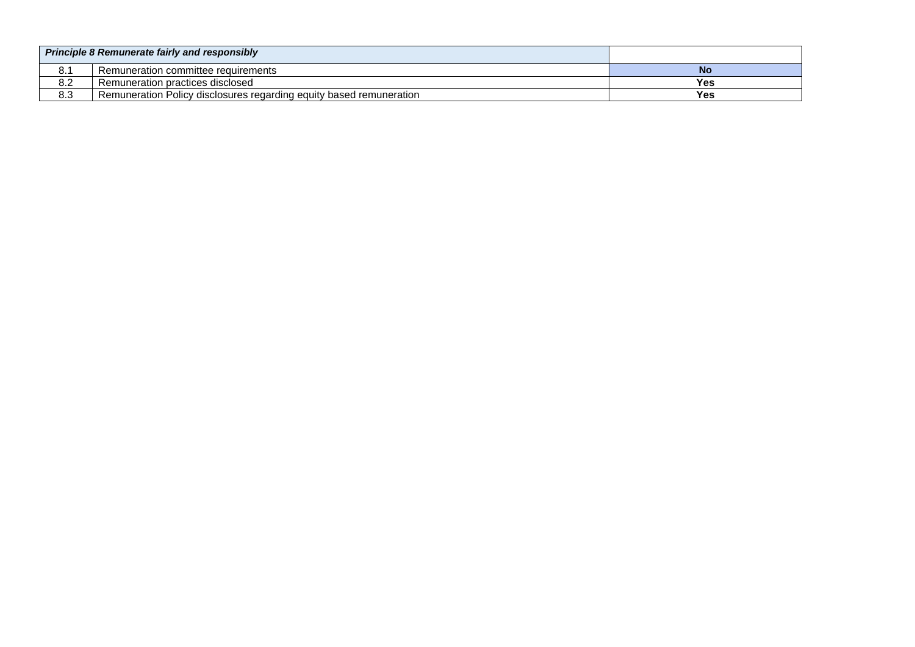| *Principle 8 Remunerate fairly and responsibly* | | |
| --- | --- | --- |
| 8.1 | Remuneration committee requirements | **No** |
| 8.2 | Remuneration practices disclosed | **Yes** |
| 8.3 | Remuneration Policy disclosures regarding equity based remuneration | **Yes** |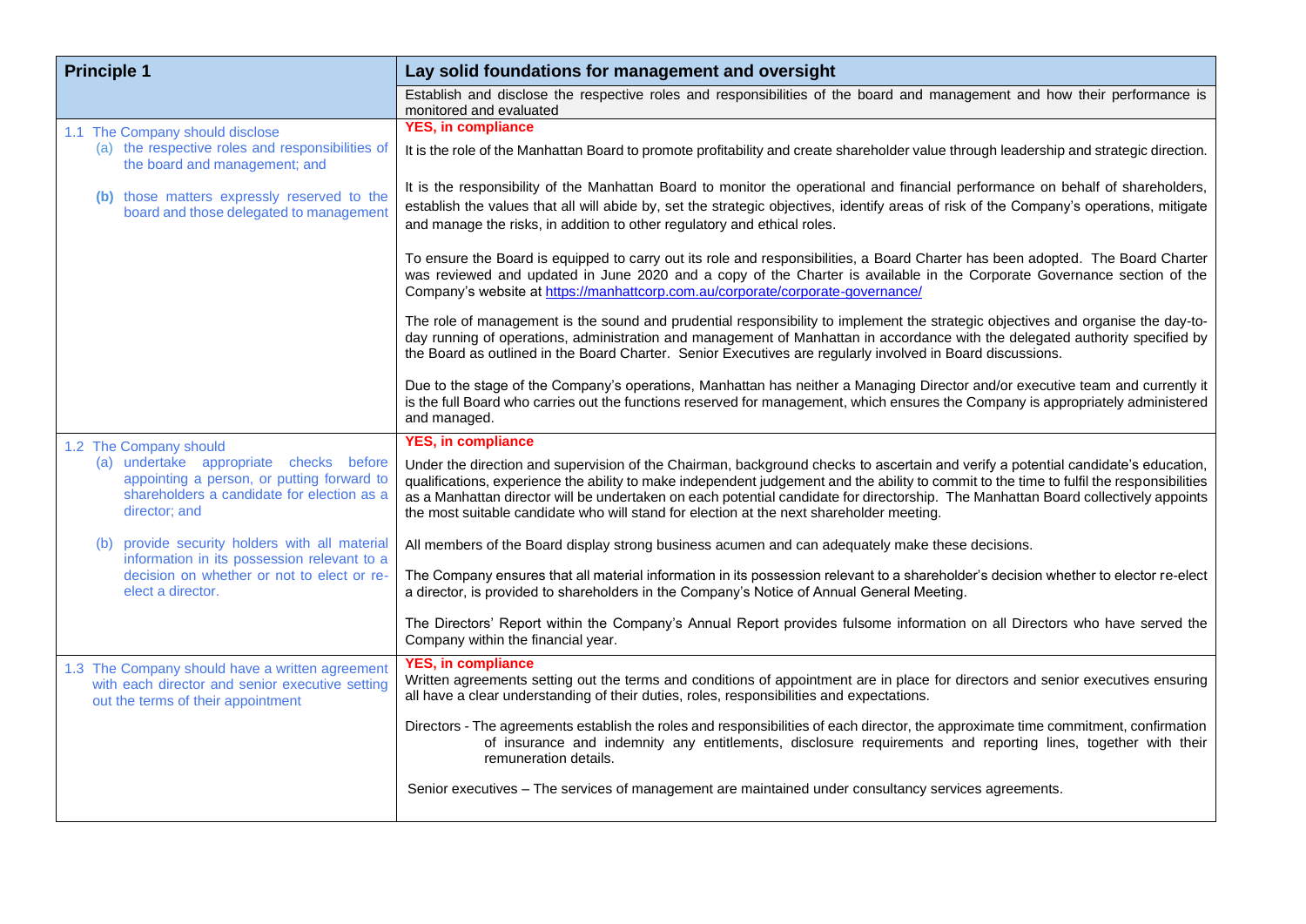| Principle 1 | Lay solid foundations for management and oversight |
|---|---|
| | Establish and disclose the respective roles and responsibilities of the board and management and how their performance is monitored and evaluated |
| 1.1 The Company should disclose<br>(a) the respective roles and responsibilities of the board and management; and<br>(b) those matters expressly reserved to the board and those delegated to management | **YES, in compliance**<br>It is the role of the Manhattan Board to promote profitability and create shareholder value through leadership and strategic direction.<br><br>It is the responsibility of the Manhattan Board to monitor the operational and financial performance on behalf of shareholders, establish the values that all will abide by, set the strategic objectives, identify areas of risk of the Company's operations, mitigate and manage the risks, in addition to other regulatory and ethical roles.<br><br>To ensure the Board is equipped to carry out its role and responsibilities, a Board Charter has been adopted. The Board Charter was reviewed and updated in June 2020 and a copy of the Charter is available in the Corporate Governance section of the Company's website at https://manhattcorp.com.au/corporate/corporate-governance/<br><br>The role of management is the sound and prudential responsibility to implement the strategic objectives and organise the day-to-day running of operations, administration and management of Manhattan in accordance with the delegated authority specified by the Board as outlined in the Board Charter. Senior Executives are regularly involved in Board discussions.<br><br>Due to the stage of the Company's operations, Manhattan has neither a Managing Director and/or executive team and currently it is the full Board who carries out the functions reserved for management, which ensures the Company is appropriately administered and managed. |
| 1.2 The Company should<br>(a) undertake appropriate checks before appointing a person, or putting forward to shareholders a candidate for election as a director; and<br>(b) provide security holders with all material information in its possession relevant to a decision on whether or not to elect or re-elect a director. | **YES, in compliance**<br>Under the direction and supervision of the Chairman, background checks to ascertain and verify a potential candidate's education, qualifications, experience the ability to make independent judgement and the ability to commit to the time to fulfil the responsibilities as a Manhattan director will be undertaken on each potential candidate for directorship. The Manhattan Board collectively appoints the most suitable candidate who will stand for election at the next shareholder meeting.<br><br>All members of the Board display strong business acumen and can adequately make these decisions.<br><br>The Company ensures that all material information in its possession relevant to a shareholder's decision whether to elector re-elect a director, is provided to shareholders in the Company's Notice of Annual General Meeting.<br><br>The Directors' Report within the Company's Annual Report provides fulsome information on all Directors who have served the Company within the financial year. |
| 1.3 The Company should have a written agreement with each director and senior executive setting out the terms of their appointment | **YES, in compliance**<br>Written agreements setting out the terms and conditions of appointment are in place for directors and senior executives ensuring all have a clear understanding of their duties, roles, responsibilities and expectations.<br><br>Directors - The agreements establish the roles and responsibilities of each director, the approximate time commitment, confirmation of insurance and indemnity any entitlements, disclosure requirements and reporting lines, together with their remuneration details.<br><br>Senior executives – The services of management are maintained under consultancy services agreements. |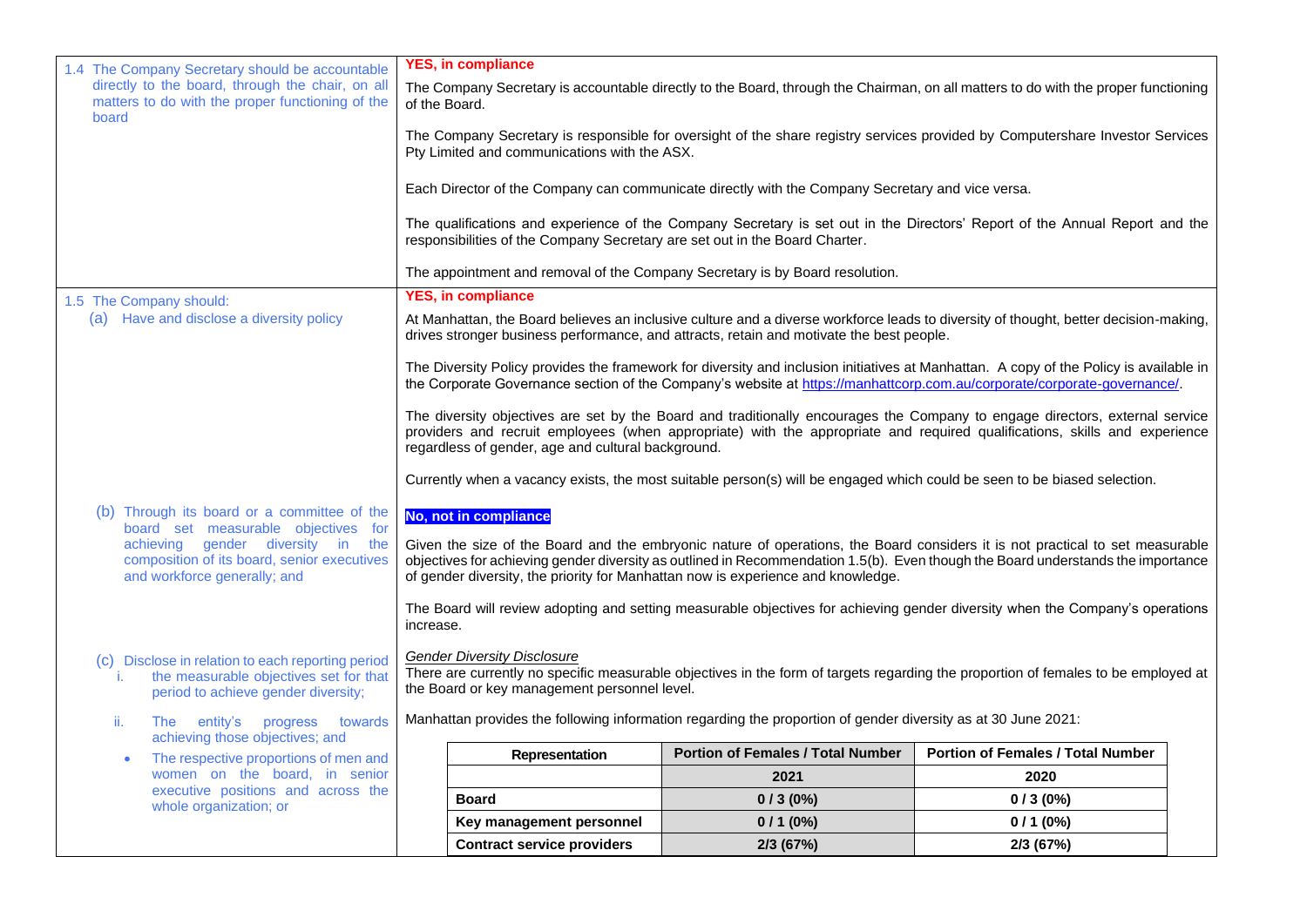| Recommendation | Compliance / Explanation |
|---|---|
| 1.4 The Company Secretary should be accountable directly to the board, through the chair, on all matters to do with the proper functioning of the board | **YES, in compliance**<br><br>The Company Secretary is accountable directly to the Board, through the Chairman, on all matters to do with the proper functioning of the Board.<br><br>The Company Secretary is responsible for oversight of the share registry services provided by Computershare Investor Services Pty Limited and communications with the ASX.<br><br>Each Director of the Company can communicate directly with the Company Secretary and vice versa.<br><br>The qualifications and experience of the Company Secretary is set out in the Directors' Report of the Annual Report and the responsibilities of the Company Secretary are set out in the Board Charter.<br><br>The appointment and removal of the Company Secretary is by Board resolution. |
| 1.5 The Company should:<br>(a) Have and disclose a diversity policy | **YES, in compliance**<br><br>At Manhattan, the Board believes an inclusive culture and a diverse workforce leads to diversity of thought, better decision-making, drives stronger business performance, and attracts, retain and motivate the best people.<br><br>The Diversity Policy provides the framework for diversity and inclusion initiatives at Manhattan. A copy of the Policy is available in the Corporate Governance section of the Company's website at https://manhattcorp.com.au/corporate/corporate-governance/.<br><br>The diversity objectives are set by the Board and traditionally encourages the Company to engage directors, external service providers and recruit employees (when appropriate) with the appropriate and required qualifications, skills and experience regardless of gender, age and cultural background.<br><br>Currently when a vacancy exists, the most suitable person(s) will be engaged which could be seen to be biased selection. |
| (b) Through its board or a committee of the board set measurable objectives for achieving gender diversity in the composition of its board, senior executives and workforce generally; and | **No, not in compliance**<br><br>Given the size of the Board and the embryonic nature of operations, the Board considers it is not practical to set measurable objectives for achieving gender diversity as outlined in Recommendation 1.5(b). Even though the Board understands the importance of gender diversity, the priority for Manhattan now is experience and knowledge.<br><br>The Board will review adopting and setting measurable objectives for achieving gender diversity when the Company's operations increase. |
| (c) Disclose in relation to each reporting period<br>i. the measurable objectives set for that period to achieve gender diversity;<br>ii. The entity's progress towards achieving those objectives; and<br>• The respective proportions of men and women on the board, in senior executive positions and across the whole organization; or | *Gender Diversity Disclosure*<br>There are currently no specific measurable objectives in the form of targets regarding the proportion of females to be employed at the Board or key management personnel level.<br><br>Manhattan provides the following information regarding the proportion of gender diversity as at 30 June 2021: |

| Representation | Portion of Females / Total Number | Portion of Females / Total Number |
|---|---|---|
| | **2021** | **2020** |
| **Board** | **0 / 3 (0%)** | **0 / 3 (0%)** |
| **Key management personnel** | **0 / 1 (0%)** | **0 / 1 (0%)** |
| **Contract service providers** | **2/3 (67%)** | **2/3 (67%)** |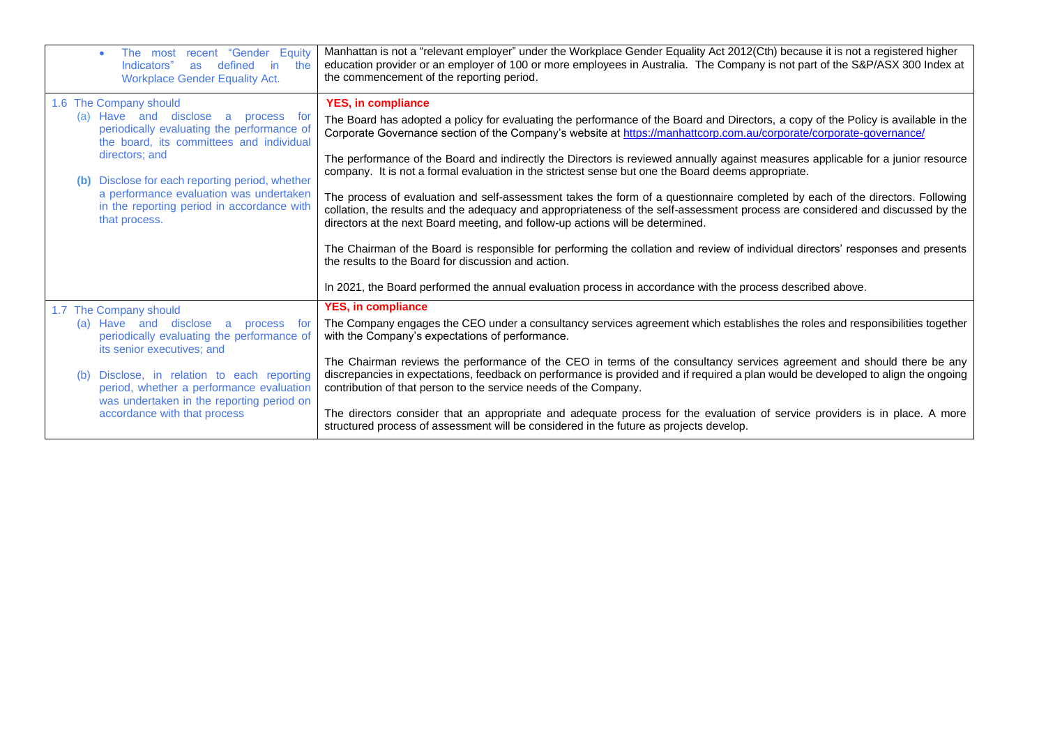| | |
|---|---|
| • The most recent "Gender Equity Indicators" as defined in the Workplace Gender Equality Act. | Manhattan is not a "relevant employer" under the Workplace Gender Equality Act 2012(Cth) because it is not a registered higher education provider or an employer of 100 or more employees in Australia. The Company is not part of the S&P/ASX 300 Index at the commencement of the reporting period. |
| 1.6 The Company should<br>(a) Have and disclose a process for periodically evaluating the performance of the board, its committees and individual directors; and<br>**(b)** Disclose for each reporting period, whether a performance evaluation was undertaken in the reporting period in accordance with that process. | **YES, in compliance**<br>The Board has adopted a policy for evaluating the performance of the Board and Directors, a copy of the Policy is available in the Corporate Governance section of the Company's website at [https://manhattcorp.com.au/corporate/corporate-governance/](https://manhattcorp.com.au/corporate/corporate-governance/)<br><br>The performance of the Board and indirectly the Directors is reviewed annually against measures applicable for a junior resource company. It is not a formal evaluation in the strictest sense but one the Board deems appropriate.<br><br>The process of evaluation and self-assessment takes the form of a questionnaire completed by each of the directors. Following collation, the results and the adequacy and appropriateness of the self-assessment process are considered and discussed by the directors at the next Board meeting, and follow-up actions will be determined.<br><br>The Chairman of the Board is responsible for performing the collation and review of individual directors' responses and presents the results to the Board for discussion and action.<br><br>In 2021, the Board performed the annual evaluation process in accordance with the process described above. |
| 1.7 The Company should<br>(a) Have and disclose a process for periodically evaluating the performance of its senior executives; and<br>(b) Disclose, in relation to each reporting period, whether a performance evaluation was undertaken in the reporting period on accordance with that process | **YES, in compliance**<br>The Company engages the CEO under a consultancy services agreement which establishes the roles and responsibilities together with the Company's expectations of performance.<br><br>The Chairman reviews the performance of the CEO in terms of the consultancy services agreement and should there be any discrepancies in expectations, feedback on performance is provided and if required a plan would be developed to align the ongoing contribution of that person to the service needs of the Company.<br><br>The directors consider that an appropriate and adequate process for the evaluation of service providers is in place. A more structured process of assessment will be considered in the future as projects develop. |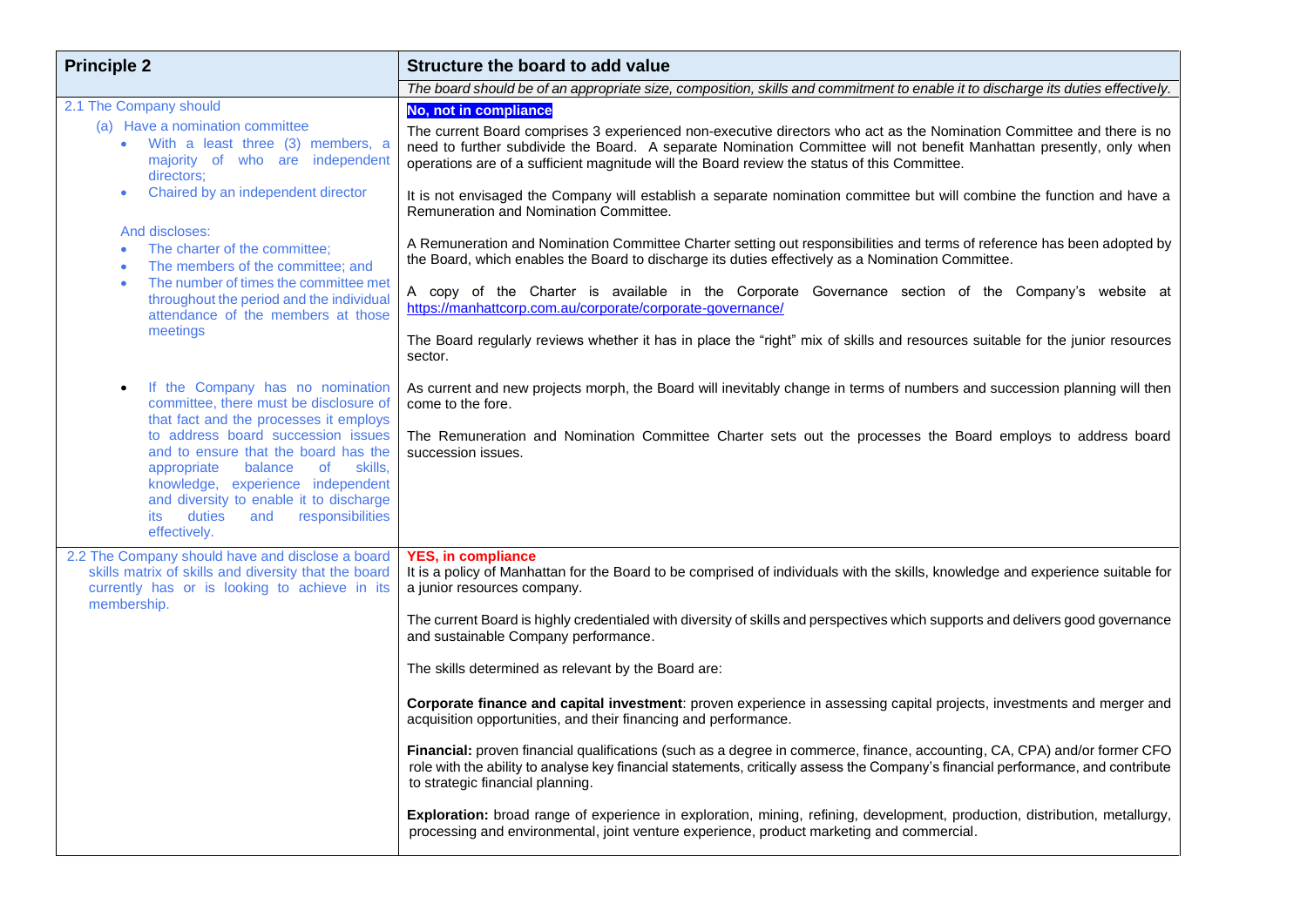| Principle 2 | Structure the board to add value |
|---|---|
| | *The board should be of an appropriate size, composition, skills and commitment to enable it to discharge its duties effectively.* |
| 2.1 The Company should<br><br>(a) Have a nomination committee<br>• With a least three (3) members, a majority of who are independent directors;<br>• Chaired by an independent director<br><br>And discloses:<br>• The charter of the committee;<br>• The members of the committee; and<br>• The number of times the committee met throughout the period and the individual attendance of the members at those meetings<br><br>• If the Company has no nomination committee, there must be disclosure of that fact and the processes it employs to address board succession issues and to ensure that the board has the appropriate balance of skills, knowledge, experience independent and diversity to enable it to discharge its duties and responsibilities effectively. | **No, not in compliance**<br><br>The current Board comprises 3 experienced non-executive directors who act as the Nomination Committee and there is no need to further subdivide the Board. A separate Nomination Committee will not benefit Manhattan presently, only when operations are of a sufficient magnitude will the Board review the status of this Committee.<br><br>It is not envisaged the Company will establish a separate nomination committee but will combine the function and have a Remuneration and Nomination Committee.<br><br>A Remuneration and Nomination Committee Charter setting out responsibilities and terms of reference has been adopted by the Board, which enables the Board to discharge its duties effectively as a Nomination Committee.<br><br>A copy of the Charter is available in the Corporate Governance section of the Company's website at https://manhattcorp.com.au/corporate/corporate-governance/<br><br>The Board regularly reviews whether it has in place the "right" mix of skills and resources suitable for the junior resources sector.<br><br>As current and new projects morph, the Board will inevitably change in terms of numbers and succession planning will then come to the fore.<br><br>The Remuneration and Nomination Committee Charter sets out the processes the Board employs to address board succession issues. |
| 2.2 The Company should have and disclose a board skills matrix of skills and diversity that the board currently has or is looking to achieve in its membership. | **YES, in compliance**<br>It is a policy of Manhattan for the Board to be comprised of individuals with the skills, knowledge and experience suitable for a junior resources company.<br><br>The current Board is highly credentialed with diversity of skills and perspectives which supports and delivers good governance and sustainable Company performance.<br><br>The skills determined as relevant by the Board are:<br><br>**Corporate finance and capital investment**: proven experience in assessing capital projects, investments and merger and acquisition opportunities, and their financing and performance.<br><br>**Financial:** proven financial qualifications (such as a degree in commerce, finance, accounting, CA, CPA) and/or former CFO role with the ability to analyse key financial statements, critically assess the Company's financial performance, and contribute to strategic financial planning.<br><br>**Exploration:** broad range of experience in exploration, mining, refining, development, production, distribution, metallurgy, processing and environmental, joint venture experience, product marketing and commercial. |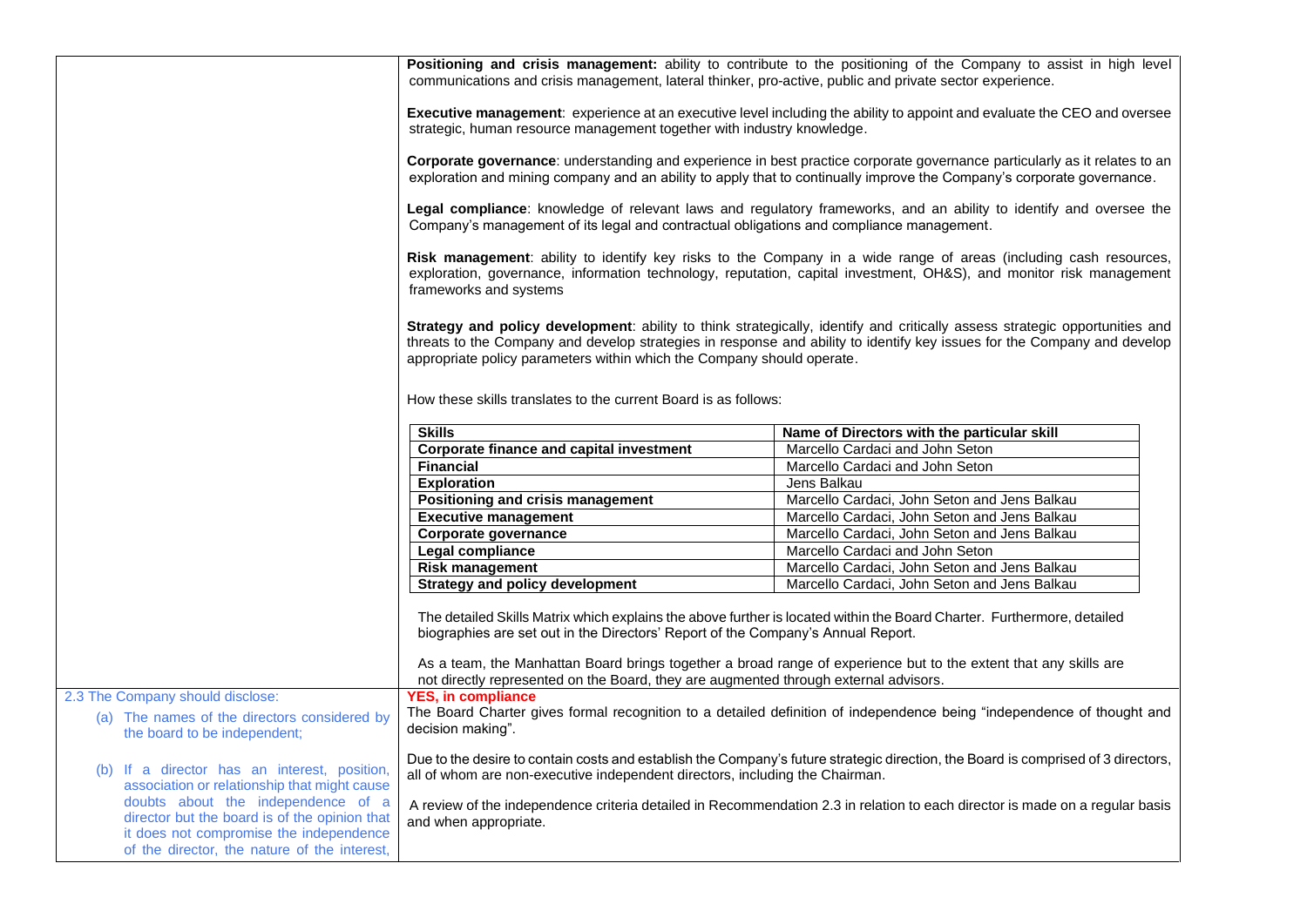| | |
|---|---|
| | **Positioning and crisis management:** ability to contribute to the positioning of the Company to assist in high level communications and crisis management, lateral thinker, pro-active, public and private sector experience.<br><br>**Executive management**: experience at an executive level including the ability to appoint and evaluate the CEO and oversee strategic, human resource management together with industry knowledge.<br><br>**Corporate governance**: understanding and experience in best practice corporate governance particularly as it relates to an exploration and mining company and an ability to apply that to continually improve the Company's corporate governance.<br><br>**Legal compliance**: knowledge of relevant laws and regulatory frameworks, and an ability to identify and oversee the Company's management of its legal and contractual obligations and compliance management.<br><br>**Risk management**: ability to identify key risks to the Company in a wide range of areas (including cash resources, exploration, governance, information technology, reputation, capital investment, OH&S), and monitor risk management frameworks and systems<br><br>**Strategy and policy development**: ability to think strategically, identify and critically assess strategic opportunities and threats to the Company and develop strategies in response and ability to identify key issues for the Company and develop appropriate policy parameters within which the Company should operate.<br><br>How these skills translates to the current Board is as follows:<br><br>(see Skills table below)<br><br>The detailed Skills Matrix which explains the above further is located within the Board Charter. Furthermore, detailed biographies are set out in the Directors' Report of the Company's Annual Report.<br><br>As a team, the Manhattan Board brings together a broad range of experience but to the extent that any skills are not directly represented on the Board, they are augmented through external advisors. |
| 2.3 The Company should disclose:<br><br>(a) The names of the directors considered by the board to be independent;<br><br>(b) If a director has an interest, position, association or relationship that might cause doubts about the independence of a director but the board is of the opinion that it does not compromise the independence of the director, the nature of the interest, | **YES, in compliance**<br>The Board Charter gives formal recognition to a detailed definition of independence being "independence of thought and decision making".<br><br>Due to the desire to contain costs and establish the Company's future strategic direction, the Board is comprised of 3 directors, all of whom are non-executive independent directors, including the Chairman.<br><br>A review of the independence criteria detailed in Recommendation 2.3 in relation to each director is made on a regular basis and when appropriate. |

| Skills | Name of Directors with the particular skill |
|---|---|
| **Corporate finance and capital investment** | Marcello Cardaci and John Seton |
| **Financial** | Marcello Cardaci and John Seton |
| **Exploration** | Jens Balkau |
| **Positioning and crisis management** | Marcello Cardaci, John Seton and Jens Balkau |
| **Executive management** | Marcello Cardaci, John Seton and Jens Balkau |
| **Corporate governance** | Marcello Cardaci, John Seton and Jens Balkau |
| **Legal compliance** | Marcello Cardaci and John Seton |
| **Risk management** | Marcello Cardaci, John Seton and Jens Balkau |
| **Strategy and policy development** | Marcello Cardaci, John Seton and Jens Balkau |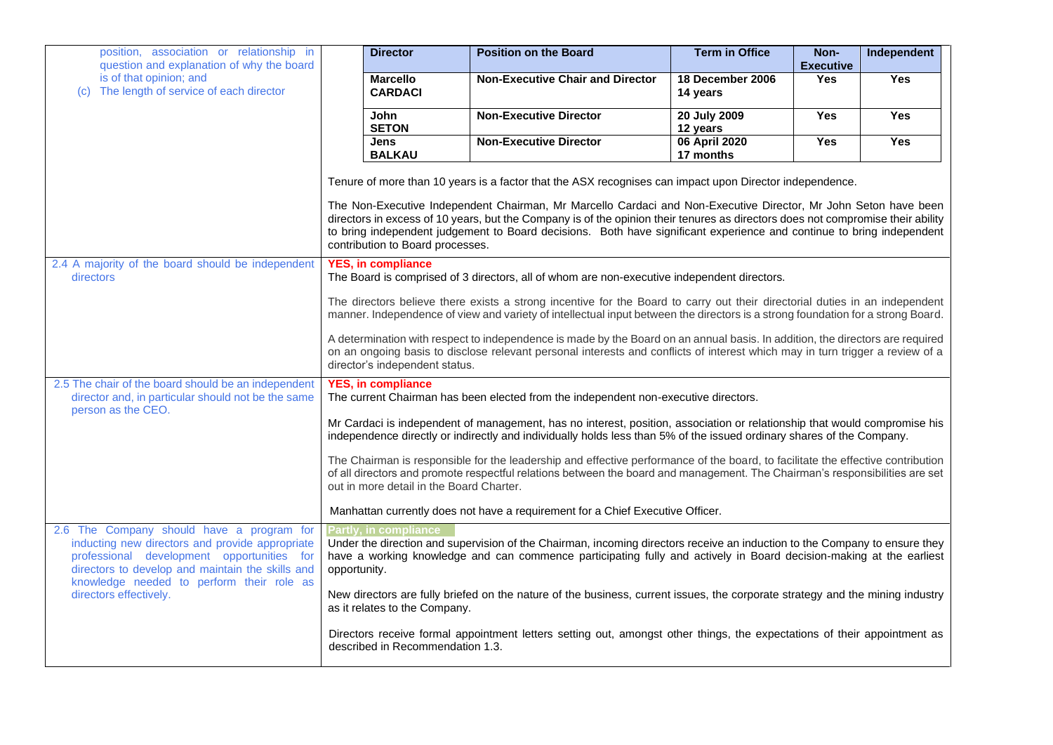| | |
|---|---|
| position, association or relationship in question and explanation of why the board is of that opinion; and<br>(c) The length of service of each director | <table><tr><th>Director</th><th>Position on the Board</th><th>Term in Office</th><th>Non-Executive</th><th>Independent</th></tr><tr><td>**Marcello CARDACI**</td><td>**Non-Executive Chair and Director**</td><td>**18 December 2006**<br>**14 years**</td><td>**Yes**</td><td>**Yes**</td></tr><tr><td>**John SETON**</td><td>**Non-Executive Director**</td><td>**20 July 2009**<br>**12 years**</td><td>**Yes**</td><td>**Yes**</td></tr><tr><td>**Jens BALKAU**</td><td>**Non-Executive Director**</td><td>**06 April 2020**<br>**17 months**</td><td>**Yes**</td><td>**Yes**</td></tr></table><br>Tenure of more than 10 years is a factor that the ASX recognises can impact upon Director independence.<br><br>The Non-Executive Independent Chairman, Mr Marcello Cardaci and Non-Executive Director, Mr John Seton have been directors in excess of 10 years, but the Company is of the opinion their tenures as directors does not compromise their ability to bring independent judgement to Board decisions. Both have significant experience and continue to bring independent contribution to Board processes. |
| 2.4 A majority of the board should be independent directors | **YES, in compliance**<br>The Board is comprised of 3 directors, all of whom are non-executive independent directors.<br><br>The directors believe there exists a strong incentive for the Board to carry out their directorial duties in an independent manner. Independence of view and variety of intellectual input between the directors is a strong foundation for a strong Board.<br><br>A determination with respect to independence is made by the Board on an annual basis. In addition, the directors are required on an ongoing basis to disclose relevant personal interests and conflicts of interest which may in turn trigger a review of a director's independent status. |
| 2.5 The chair of the board should be an independent director and, in particular should not be the same person as the CEO. | **YES, in compliance**<br>The current Chairman has been elected from the independent non-executive directors.<br><br>Mr Cardaci is independent of management, has no interest, position, association or relationship that would compromise his independence directly or indirectly and individually holds less than 5% of the issued ordinary shares of the Company.<br><br>The Chairman is responsible for the leadership and effective performance of the board, to facilitate the effective contribution of all directors and promote respectful relations between the board and management. The Chairman's responsibilities are set out in more detail in the Board Charter.<br><br>Manhattan currently does not have a requirement for a Chief Executive Officer. |
| 2.6 The Company should have a program for inducting new directors and provide appropriate professional development opportunities for directors to develop and maintain the skills and knowledge needed to perform their role as directors effectively. | **Partly, in compliance**<br>Under the direction and supervision of the Chairman, incoming directors receive an induction to the Company to ensure they have a working knowledge and can commence participating fully and actively in Board decision-making at the earliest opportunity.<br><br>New directors are fully briefed on the nature of the business, current issues, the corporate strategy and the mining industry as it relates to the Company.<br><br>Directors receive formal appointment letters setting out, amongst other things, the expectations of their appointment as described in Recommendation 1.3. |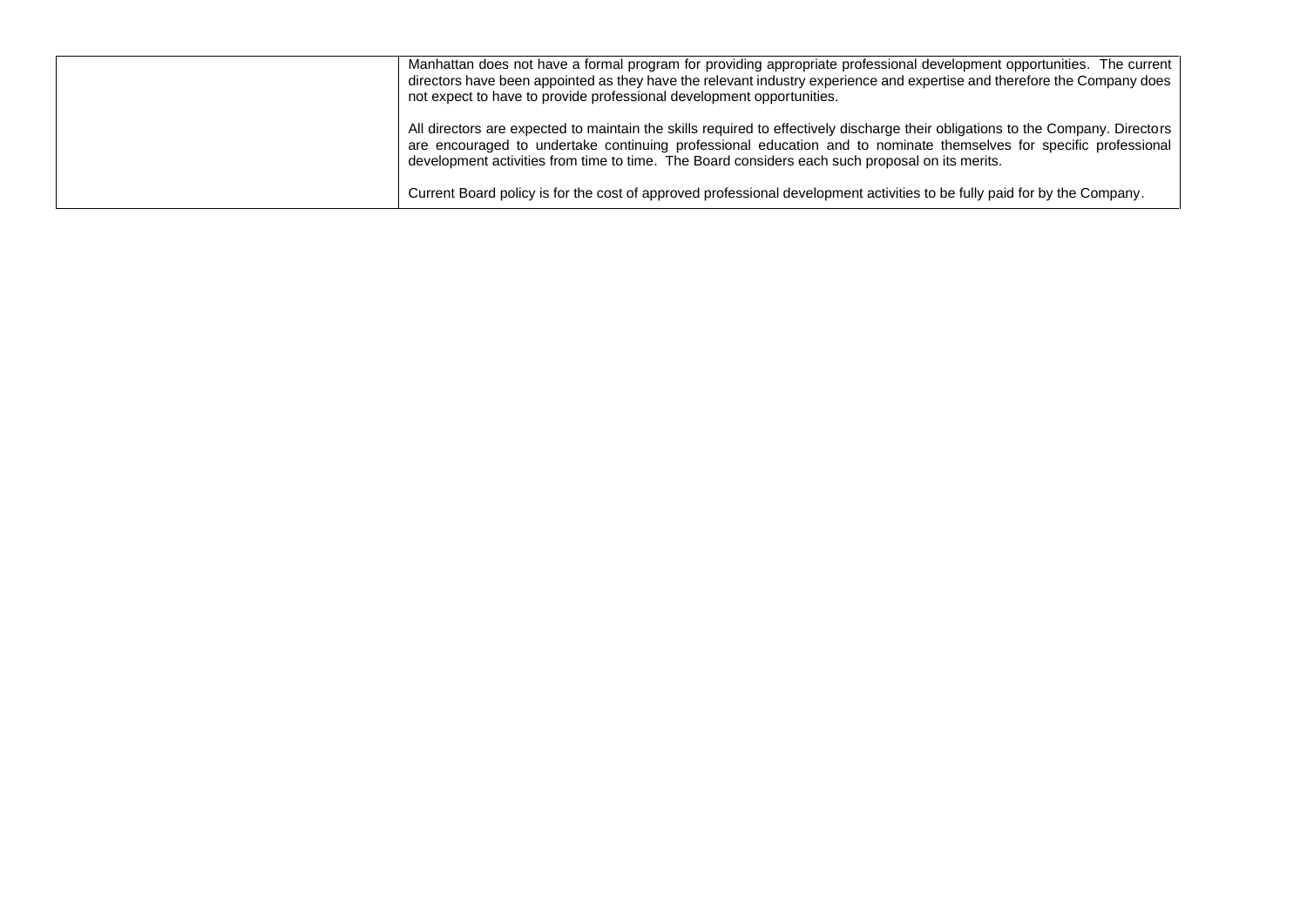| | |
|---|---|
| | Manhattan does not have a formal program for providing appropriate professional development opportunities. The current directors have been appointed as they have the relevant industry experience and expertise and therefore the Company does not expect to have to provide professional development opportunities.<br><br>All directors are expected to maintain the skills required to effectively discharge their obligations to the Company. Directors are encouraged to undertake continuing professional education and to nominate themselves for specific professional development activities from time to time. The Board considers each such proposal on its merits.<br><br>Current Board policy is for the cost of approved professional development activities to be fully paid for by the Company. |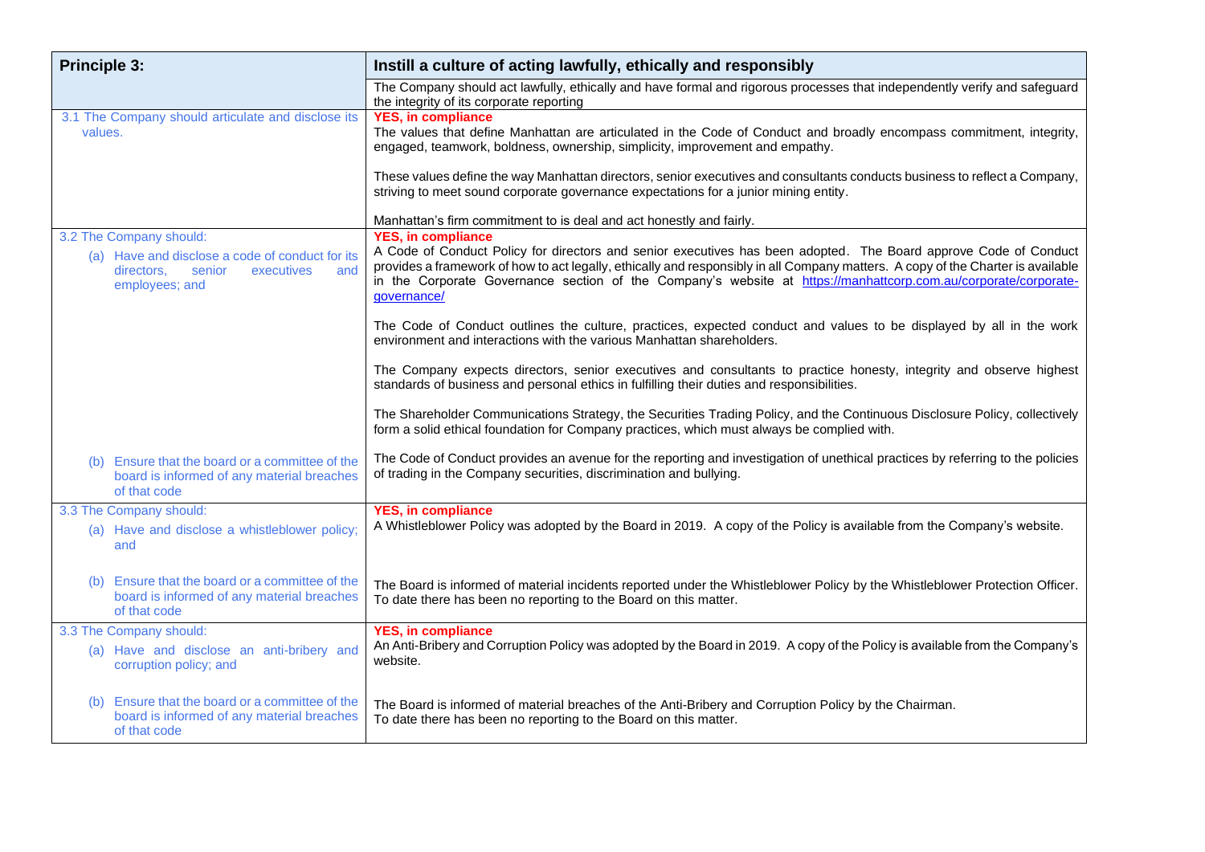| **Principle 3:** | **Instill a culture of acting lawfully, ethically and responsibly** |
|---|---|
| | The Company should act lawfully, ethically and have formal and rigorous processes that independently verify and safeguard the integrity of its corporate reporting |
| 3.1 The Company should articulate and disclose its values. | **YES, in compliance**<br>The values that define Manhattan are articulated in the Code of Conduct and broadly encompass commitment, integrity, engaged, teamwork, boldness, ownership, simplicity, improvement and empathy.<br><br>These values define the way Manhattan directors, senior executives and consultants conducts business to reflect a Company, striving to meet sound corporate governance expectations for a junior mining entity.<br><br>Manhattan's firm commitment to is deal and act honestly and fairly. |
| 3.2 The Company should:<br>(a) Have and disclose a code of conduct for its directors, senior executives and employees; and | **YES, in compliance**<br>A Code of Conduct Policy for directors and senior executives has been adopted. The Board approve Code of Conduct provides a framework of how to act legally, ethically and responsibly in all Company matters. A copy of the Charter is available in the Corporate Governance section of the Company's website at https://manhattcorp.com.au/corporate/corporate-governance/<br><br>The Code of Conduct outlines the culture, practices, expected conduct and values to be displayed by all in the work environment and interactions with the various Manhattan shareholders.<br><br>The Company expects directors, senior executives and consultants to practice honesty, integrity and observe highest standards of business and personal ethics in fulfilling their duties and responsibilities.<br><br>The Shareholder Communications Strategy, the Securities Trading Policy, and the Continuous Disclosure Policy, collectively form a solid ethical foundation for Company practices, which must always be complied with. |
| (b) Ensure that the board or a committee of the board is informed of any material breaches of that code | The Code of Conduct provides an avenue for the reporting and investigation of unethical practices by referring to the policies of trading in the Company securities, discrimination and bullying. |
| 3.3 The Company should:<br>(a) Have and disclose a whistleblower policy; and | **YES, in compliance**<br>A Whistleblower Policy was adopted by the Board in 2019. A copy of the Policy is available from the Company's website. |
| (b) Ensure that the board or a committee of the board is informed of any material breaches of that code | The Board is informed of material incidents reported under the Whistleblower Policy by the Whistleblower Protection Officer. To date there has been no reporting to the Board on this matter. |
| 3.3 The Company should:<br>(a) Have and disclose an anti-bribery and corruption policy; and | **YES, in compliance**<br>An Anti-Bribery and Corruption Policy was adopted by the Board in 2019. A copy of the Policy is available from the Company's website. |
| (b) Ensure that the board or a committee of the board is informed of any material breaches of that code | The Board is informed of material breaches of the Anti-Bribery and Corruption Policy by the Chairman.<br>To date there has been no reporting to the Board on this matter. |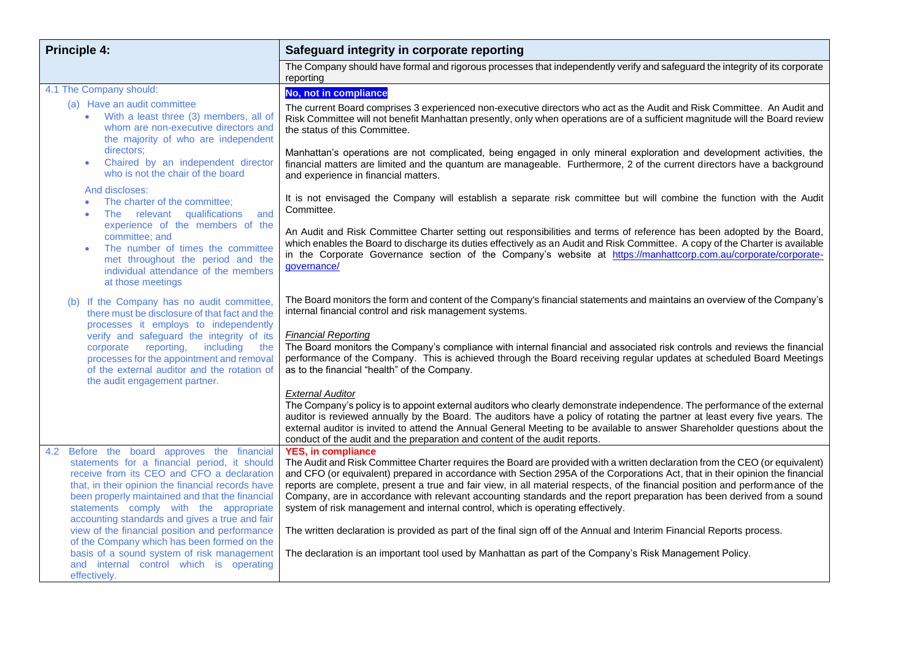| Principle 4: | Safeguard integrity in corporate reporting |
|---|---|
| | The Company should have formal and rigorous processes that independently verify and safeguard the integrity of its corporate reporting |
| 4.1 The Company should:<br><br>(a) Have an audit committee<br>• With a least three (3) members, all of whom are non-executive directors and the majority of who are independent directors;<br>• Chaired by an independent director who is not the chair of the board<br><br>And discloses:<br>• The charter of the committee;<br>• The relevant qualifications and experience of the members of the committee; and<br>• The number of times the committee met throughout the period and the individual attendance of the members at those meetings<br><br>(b) If the Company has no audit committee, there must be disclosure of that fact and the processes it employs to independently verify and safeguard the integrity of its corporate reporting, including the processes for the appointment and removal of the external auditor and the rotation of the audit engagement partner. | **No, not in compliance**<br><br>The current Board comprises 3 experienced non-executive directors who act as the Audit and Risk Committee. An Audit and Risk Committee will not benefit Manhattan presently, only when operations are of a sufficient magnitude will the Board review the status of this Committee.<br><br>Manhattan's operations are not complicated, being engaged in only mineral exploration and development activities, the financial matters are limited and the quantum are manageable. Furthermore, 2 of the current directors have a background and experience in financial matters.<br><br>It is not envisaged the Company will establish a separate risk committee but will combine the function with the Audit Committee.<br><br>An Audit and Risk Committee Charter setting out responsibilities and terms of reference has been adopted by the Board, which enables the Board to discharge its duties effectively as an Audit and Risk Committee. A copy of the Charter is available in the Corporate Governance section of the Company's website at https://manhattcorp.com.au/corporate/corporate-governance/<br><br>The Board monitors the form and content of the Company's financial statements and maintains an overview of the Company's internal financial control and risk management systems.<br><br>*Financial Reporting*<br>The Board monitors the Company's compliance with internal financial and associated risk controls and reviews the financial performance of the Company. This is achieved through the Board receiving regular updates at scheduled Board Meetings as to the financial "health" of the Company.<br><br>*External Auditor*<br>The Company's policy is to appoint external auditors who clearly demonstrate independence. The performance of the external auditor is reviewed annually by the Board. The auditors have a policy of rotating the partner at least every five years. The external auditor is invited to attend the Annual General Meeting to be available to answer Shareholder questions about the conduct of the audit and the preparation and content of the audit reports. |
| 4.2 Before the board approves the financial statements for a financial period, it should receive from its CEO and CFO a declaration that, in their opinion the financial records have been properly maintained and that the financial statements comply with the appropriate accounting standards and gives a true and fair view of the financial position and performance of the Company which has been formed on the basis of a sound system of risk management and internal control which is operating effectively. | **YES, in compliance**<br>The Audit and Risk Committee Charter requires the Board are provided with a written declaration from the CEO (or equivalent) and CFO (or equivalent) prepared in accordance with Section 295A of the Corporations Act, that in their opinion the financial reports are complete, present a true and fair view, in all material respects, of the financial position and performance of the Company, are in accordance with relevant accounting standards and the report preparation has been derived from a sound system of risk management and internal control, which is operating effectively.<br><br>The written declaration is provided as part of the final sign off of the Annual and Interim Financial Reports process.<br><br>The declaration is an important tool used by Manhattan as part of the Company's Risk Management Policy. |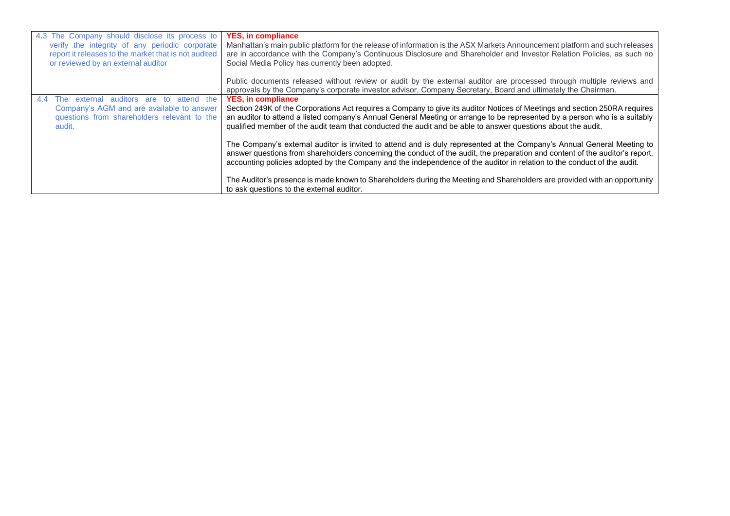| | |
|---|---|
| 4.3 The Company should disclose its process to verify the integrity of any periodic corporate report it releases to the market that is not audited or reviewed by an external auditor | **YES, in compliance**<br>Manhattan's main public platform for the release of information is the ASX Markets Announcement platform and such releases are in accordance with the Company's Continuous Disclosure and Shareholder and Investor Relation Policies, as such no Social Media Policy has currently been adopted.<br><br>Public documents released without review or audit by the external auditor are processed through multiple reviews and approvals by the Company's corporate investor advisor, Company Secretary, Board and ultimately the Chairman. |
| 4.4 The external auditors are to attend the Company's AGM and are available to answer questions from shareholders relevant to the audit. | **YES, in compliance**<br>Section 249K of the Corporations Act requires a Company to give its auditor Notices of Meetings and section 250RA requires an auditor to attend a listed company's Annual General Meeting or arrange to be represented by a person who is a suitably qualified member of the audit team that conducted the audit and be able to answer questions about the audit.<br><br>The Company's external auditor is invited to attend and is duly represented at the Company's Annual General Meeting to answer questions from shareholders concerning the conduct of the audit, the preparation and content of the auditor's report, accounting policies adopted by the Company and the independence of the auditor in relation to the conduct of the audit.<br><br>The Auditor's presence is made known to Shareholders during the Meeting and Shareholders are provided with an opportunity to ask questions to the external auditor. |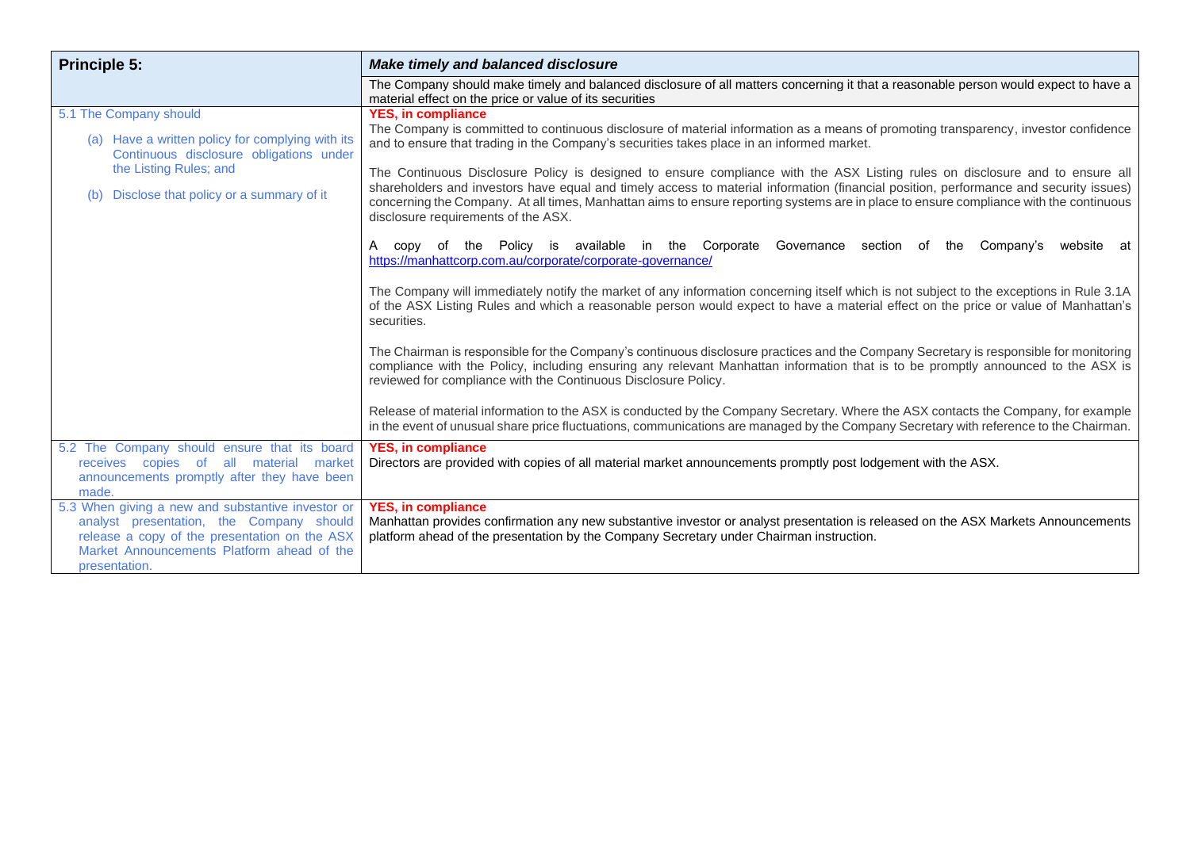| **Principle 5:** | ***Make timely and balanced disclosure*** |
|---|---|
| | The Company should make timely and balanced disclosure of all matters concerning it that a reasonable person would expect to have a material effect on the price or value of its securities |
| 5.1 The Company should<br><br>(a) Have a written policy for complying with its Continuous disclosure obligations under the Listing Rules; and<br><br>(b) Disclose that policy or a summary of it | **YES, in compliance**<br>The Company is committed to continuous disclosure of material information as a means of promoting transparency, investor confidence and to ensure that trading in the Company's securities takes place in an informed market.<br><br>The Continuous Disclosure Policy is designed to ensure compliance with the ASX Listing rules on disclosure and to ensure all shareholders and investors have equal and timely access to material information (financial position, performance and security issues) concerning the Company. At all times, Manhattan aims to ensure reporting systems are in place to ensure compliance with the continuous disclosure requirements of the ASX.<br><br>A copy of the Policy is available in the Corporate Governance section of the Company's website at https://manhattcorp.com.au/corporate/corporate-governance/<br><br>The Company will immediately notify the market of any information concerning itself which is not subject to the exceptions in Rule 3.1A of the ASX Listing Rules and which a reasonable person would expect to have a material effect on the price or value of Manhattan's securities.<br><br>The Chairman is responsible for the Company's continuous disclosure practices and the Company Secretary is responsible for monitoring compliance with the Policy, including ensuring any relevant Manhattan information that is to be promptly announced to the ASX is reviewed for compliance with the Continuous Disclosure Policy.<br><br>Release of material information to the ASX is conducted by the Company Secretary. Where the ASX contacts the Company, for example in the event of unusual share price fluctuations, communications are managed by the Company Secretary with reference to the Chairman. |
| 5.2 The Company should ensure that its board receives copies of all material market announcements promptly after they have been made. | **YES, in compliance**<br>Directors are provided with copies of all material market announcements promptly post lodgement with the ASX. |
| 5.3 When giving a new and substantive investor or analyst presentation, the Company should release a copy of the presentation on the ASX Market Announcements Platform ahead of the presentation. | **YES, in compliance**<br>Manhattan provides confirmation any new substantive investor or analyst presentation is released on the ASX Markets Announcements platform ahead of the presentation by the Company Secretary under Chairman instruction. |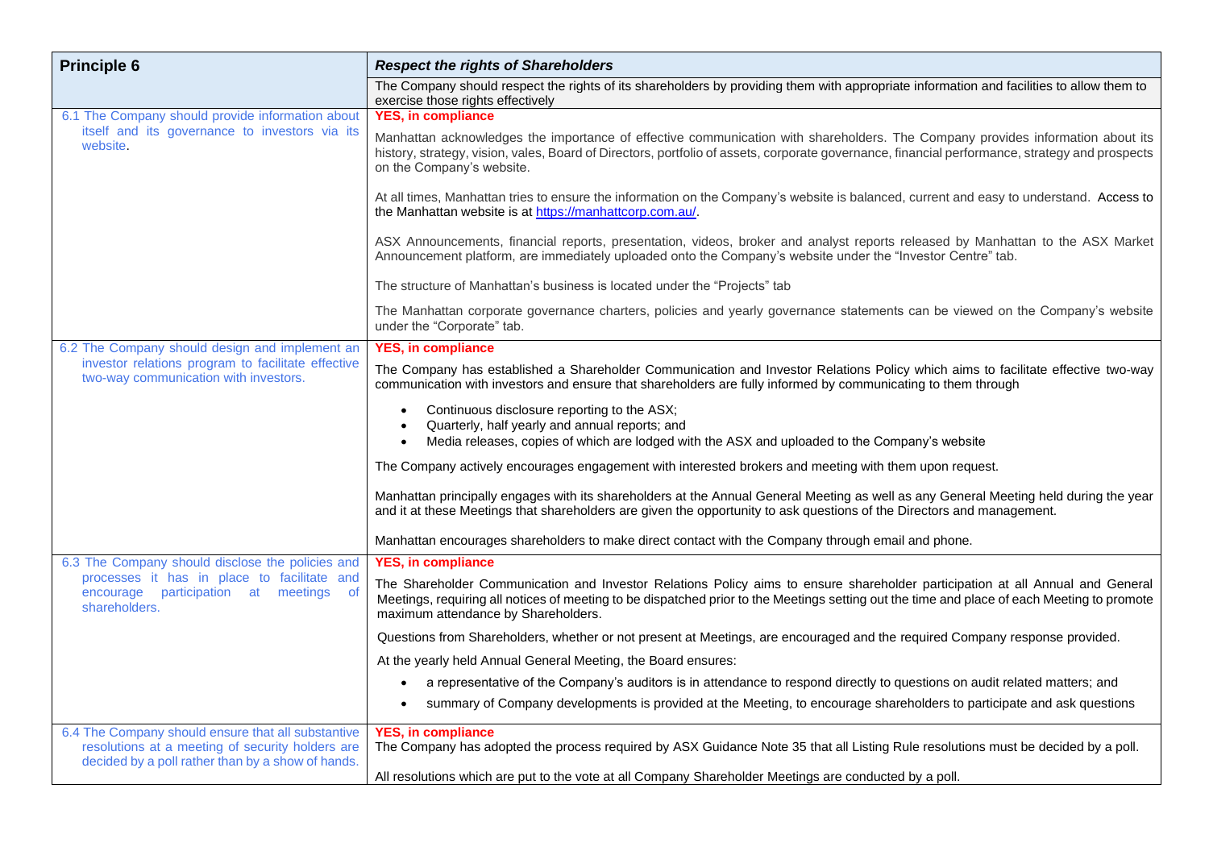| Principle 6 | *Respect the rights of Shareholders* |
|---|---|
| | The Company should respect the rights of its shareholders by providing them with appropriate information and facilities to allow them to exercise those rights effectively |
| 6.1 The Company should provide information about itself and its governance to investors via its website. | **YES, in compliance**<br><br>Manhattan acknowledges the importance of effective communication with shareholders. The Company provides information about its history, strategy, vision, vales, Board of Directors, portfolio of assets, corporate governance, financial performance, strategy and prospects on the Company's website.<br><br>At all times, Manhattan tries to ensure the information on the Company's website is balanced, current and easy to understand. Access to the Manhattan website is at [https://manhattcorp.com.au/](https://manhattcorp.com.au/).<br><br>ASX Announcements, financial reports, presentation, videos, broker and analyst reports released by Manhattan to the ASX Market Announcement platform, are immediately uploaded onto the Company's website under the "Investor Centre" tab.<br><br>The structure of Manhattan's business is located under the "Projects" tab<br><br>The Manhattan corporate governance charters, policies and yearly governance statements can be viewed on the Company's website under the "Corporate" tab. |
| 6.2 The Company should design and implement an investor relations program to facilitate effective two-way communication with investors. | **YES, in compliance**<br><br>The Company has established a Shareholder Communication and Investor Relations Policy which aims to facilitate effective two-way communication with investors and ensure that shareholders are fully informed by communicating to them through<br><br>• Continuous disclosure reporting to the ASX;<br>• Quarterly, half yearly and annual reports; and<br>• Media releases, copies of which are lodged with the ASX and uploaded to the Company's website<br><br>The Company actively encourages engagement with interested brokers and meeting with them upon request.<br><br>Manhattan principally engages with its shareholders at the Annual General Meeting as well as any General Meeting held during the year and it at these Meetings that shareholders are given the opportunity to ask questions of the Directors and management.<br><br>Manhattan encourages shareholders to make direct contact with the Company through email and phone. |
| 6.3 The Company should disclose the policies and processes it has in place to facilitate and encourage participation at meetings of shareholders. | **YES, in compliance**<br><br>The Shareholder Communication and Investor Relations Policy aims to ensure shareholder participation at all Annual and General Meetings, requiring all notices of meeting to be dispatched prior to the Meetings setting out the time and place of each Meeting to promote maximum attendance by Shareholders.<br><br>Questions from Shareholders, whether or not present at Meetings, are encouraged and the required Company response provided.<br><br>At the yearly held Annual General Meeting, the Board ensures:<br><br>• a representative of the Company's auditors is in attendance to respond directly to questions on audit related matters; and<br>• summary of Company developments is provided at the Meeting, to encourage shareholders to participate and ask questions |
| 6.4 The Company should ensure that all substantive resolutions at a meeting of security holders are decided by a poll rather than by a show of hands. | **YES, in compliance**<br>The Company has adopted the process required by ASX Guidance Note 35 that all Listing Rule resolutions must be decided by a poll.<br><br>All resolutions which are put to the vote at all Company Shareholder Meetings are conducted by a poll. |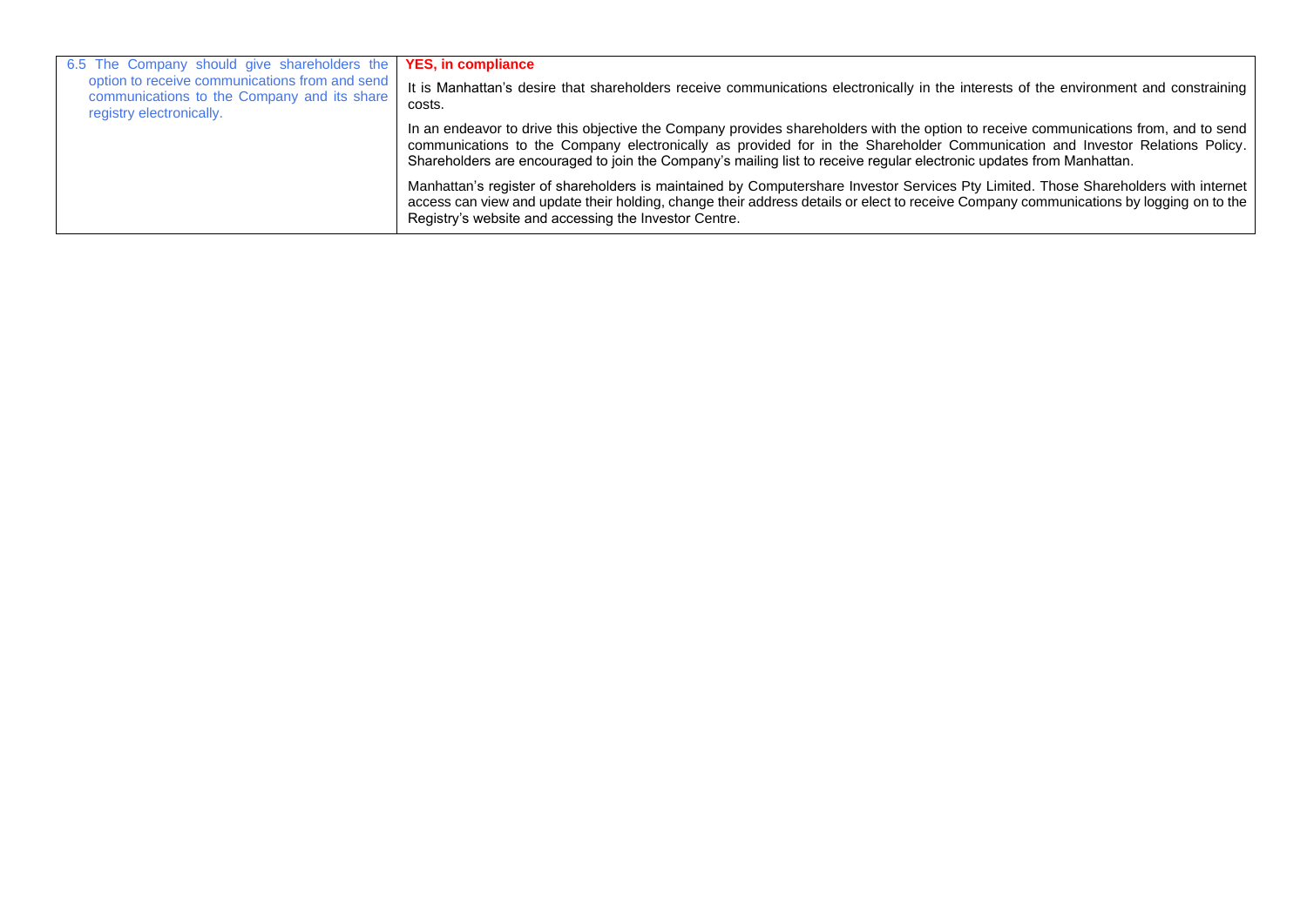| | |
|---|---|
| 6.5 The Company should give shareholders the option to receive communications from and send communications to the Company and its share registry electronically. | **YES, in compliance**<br><br>It is Manhattan's desire that shareholders receive communications electronically in the interests of the environment and constraining costs.<br><br>In an endeavor to drive this objective the Company provides shareholders with the option to receive communications from, and to send communications to the Company electronically as provided for in the Shareholder Communication and Investor Relations Policy. Shareholders are encouraged to join the Company's mailing list to receive regular electronic updates from Manhattan.<br><br>Manhattan's register of shareholders is maintained by Computershare Investor Services Pty Limited. Those Shareholders with internet access can view and update their holding, change their address details or elect to receive Company communications by logging on to the Registry's website and accessing the Investor Centre. |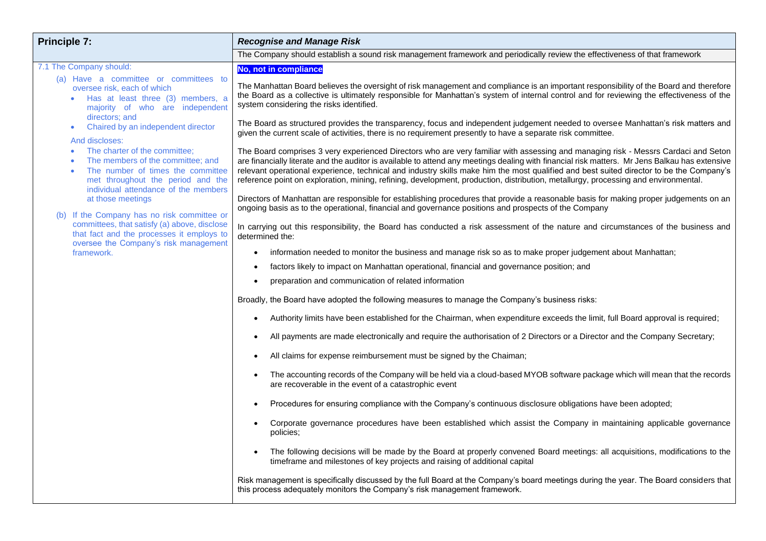| Principle 7: | *Recognise and Manage Risk* |
|---|---|
| | The Company should establish a sound risk management framework and periodically review the effectiveness of that framework |
| 7.1 The Company should:<br>(a) Have a committee or committees to oversee risk, each of which<br>• Has at least three (3) members, a majority of who are independent directors; and<br>• Chaired by an independent director<br>And discloses:<br>• The charter of the committee;<br>• The members of the committee; and<br>• The number of times the committee met throughout the period and the individual attendance of the members at those meetings<br>(b) If the Company has no risk committee or committees, that satisfy (a) above, disclose that fact and the processes it employs to oversee the Company's risk management framework. | **No, not in compliance**<br><br>The Manhattan Board believes the oversight of risk management and compliance is an important responsibility of the Board and therefore the Board as a collective is ultimately responsible for Manhattan's system of internal control and for reviewing the effectiveness of the system considering the risks identified.<br><br>The Board as structured provides the transparency, focus and independent judgement needed to oversee Manhattan's risk matters and given the current scale of activities, there is no requirement presently to have a separate risk committee.<br><br>The Board comprises 3 very experienced Directors who are very familiar with assessing and managing risk - Messrs Cardaci and Seton are financially literate and the auditor is available to attend any meetings dealing with financial risk matters. Mr Jens Balkau has extensive relevant operational experience, technical and industry skills make him the most qualified and best suited director to be the Company's reference point on exploration, mining, refining, development, production, distribution, metallurgy, processing and environmental.<br><br>Directors of Manhattan are responsible for establishing procedures that provide a reasonable basis for making proper judgements on an ongoing basis as to the operational, financial and governance positions and prospects of the Company<br><br>In carrying out this responsibility, the Board has conducted a risk assessment of the nature and circumstances of the business and determined the:<br>• information needed to monitor the business and manage risk so as to make proper judgement about Manhattan;<br>• factors likely to impact on Manhattan operational, financial and governance position; and<br>• preparation and communication of related information<br><br>Broadly, the Board have adopted the following measures to manage the Company's business risks:<br>• Authority limits have been established for the Chairman, when expenditure exceeds the limit, full Board approval is required;<br>• All payments are made electronically and require the authorisation of 2 Directors or a Director and the Company Secretary;<br>• All claims for expense reimbursement must be signed by the Chaiman;<br>• The accounting records of the Company will be held via a cloud-based MYOB software package which will mean that the records are recoverable in the event of a catastrophic event<br>• Procedures for ensuring compliance with the Company's continuous disclosure obligations have been adopted;<br>• Corporate governance procedures have been established which assist the Company in maintaining applicable governance policies;<br>• The following decisions will be made by the Board at properly convened Board meetings: all acquisitions, modifications to the timeframe and milestones of key projects and raising of additional capital<br><br>Risk management is specifically discussed by the full Board at the Company's board meetings during the year. The Board considers that this process adequately monitors the Company's risk management framework. |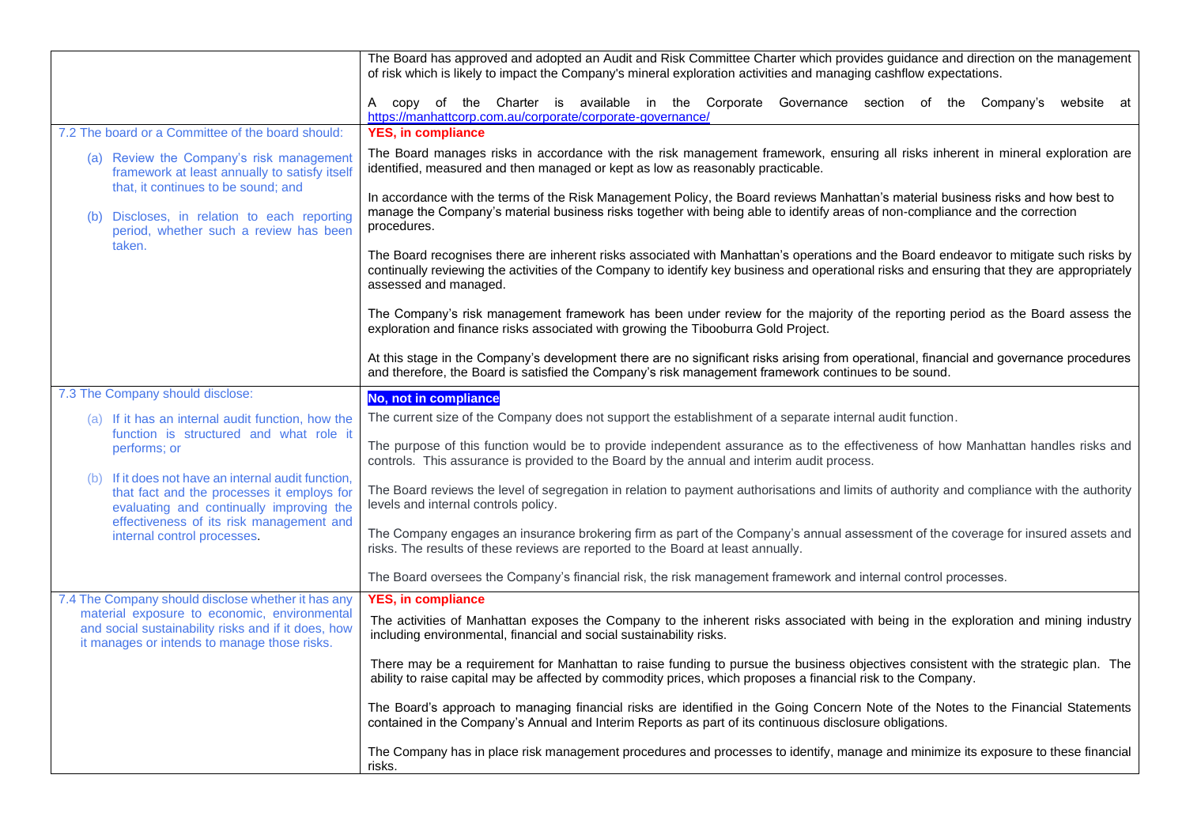| | |
|---|---|
| | The Board has approved and adopted an Audit and Risk Committee Charter which provides guidance and direction on the management of risk which is likely to impact the Company's mineral exploration activities and managing cashflow expectations.<br><br>A copy of the Charter is available in the Corporate Governance section of the Company's website at https://manhattcorp.com.au/corporate/corporate-governance/ |
| 7.2 The board or a Committee of the board should:<br><br>(a) Review the Company's risk management framework at least annually to satisfy itself that, it continues to be sound; and<br><br>(b) Discloses, in relation to each reporting period, whether such a review has been taken. | **YES, in compliance**<br><br>The Board manages risks in accordance with the risk management framework, ensuring all risks inherent in mineral exploration are identified, measured and then managed or kept as low as reasonably practicable.<br><br>In accordance with the terms of the Risk Management Policy, the Board reviews Manhattan's material business risks and how best to manage the Company's material business risks together with being able to identify areas of non-compliance and the correction procedures.<br><br>The Board recognises there are inherent risks associated with Manhattan's operations and the Board endeavor to mitigate such risks by continually reviewing the activities of the Company to identify key business and operational risks and ensuring that they are appropriately assessed and managed.<br><br>The Company's risk management framework has been under review for the majority of the reporting period as the Board assess the exploration and finance risks associated with growing the Tibooburra Gold Project.<br><br>At this stage in the Company's development there are no significant risks arising from operational, financial and governance procedures and therefore, the Board is satisfied the Company's risk management framework continues to be sound. |
| 7.3 The Company should disclose:<br><br>(a) If it has an internal audit function, how the function is structured and what role it performs; or<br><br>(b) If it does not have an internal audit function, that fact and the processes it employs for evaluating and continually improving the effectiveness of its risk management and internal control processes. | **No, not in compliance**<br><br>The current size of the Company does not support the establishment of a separate internal audit function.<br><br>The purpose of this function would be to provide independent assurance as to the effectiveness of how Manhattan handles risks and controls. This assurance is provided to the Board by the annual and interim audit process.<br><br>The Board reviews the level of segregation in relation to payment authorisations and limits of authority and compliance with the authority levels and internal controls policy.<br><br>The Company engages an insurance brokering firm as part of the Company's annual assessment of the coverage for insured assets and risks. The results of these reviews are reported to the Board at least annually.<br><br>The Board oversees the Company's financial risk, the risk management framework and internal control processes. |
| 7.4 The Company should disclose whether it has any material exposure to economic, environmental and social sustainability risks and if it does, how it manages or intends to manage those risks. | **YES, in compliance**<br><br>The activities of Manhattan exposes the Company to the inherent risks associated with being in the exploration and mining industry including environmental, financial and social sustainability risks.<br><br>There may be a requirement for Manhattan to raise funding to pursue the business objectives consistent with the strategic plan. The ability to raise capital may be affected by commodity prices, which proposes a financial risk to the Company.<br><br>The Board's approach to managing financial risks are identified in the Going Concern Note of the Notes to the Financial Statements contained in the Company's Annual and Interim Reports as part of its continuous disclosure obligations.<br><br>The Company has in place risk management procedures and processes to identify, manage and minimize its exposure to these financial risks. |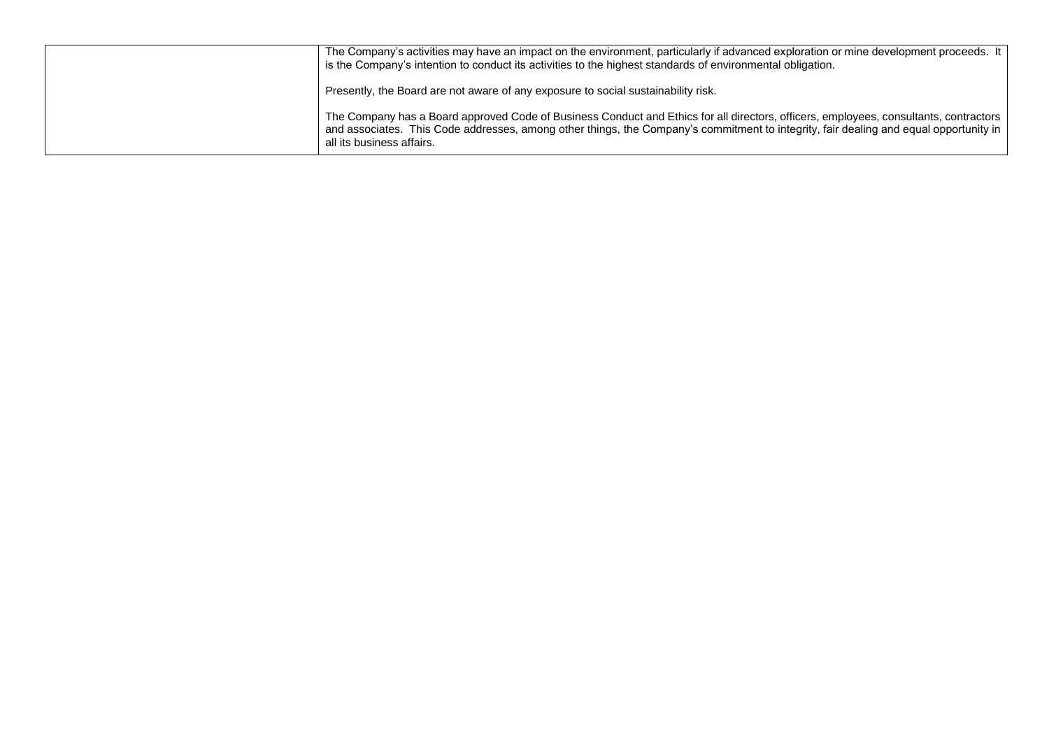| | |
|---|---|
| | The Company's activities may have an impact on the environment, particularly if advanced exploration or mine development proceeds. It is the Company's intention to conduct its activities to the highest standards of environmental obligation.<br><br>Presently, the Board are not aware of any exposure to social sustainability risk.<br><br>The Company has a Board approved Code of Business Conduct and Ethics for all directors, officers, employees, consultants, contractors and associates. This Code addresses, among other things, the Company's commitment to integrity, fair dealing and equal opportunity in all its business affairs. |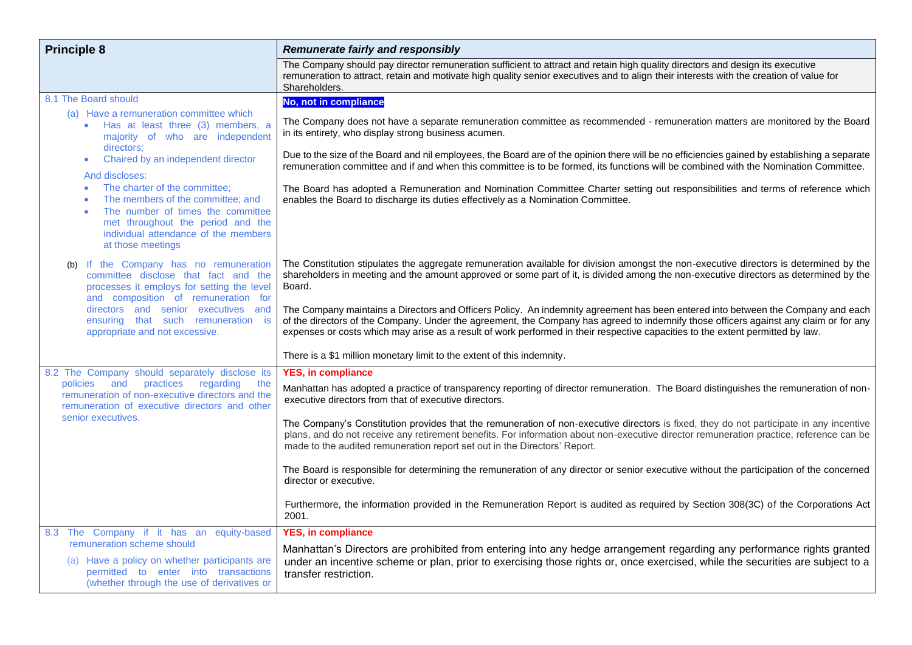| **Principle 8** | ***Remunerate fairly and responsibly*** |
|---|---|
| | The Company should pay director remuneration sufficient to attract and retain high quality directors and design its executive remuneration to attract, retain and motivate high quality senior executives and to align their interests with the creation of value for Shareholders. |
| 8.1 The Board should<br>(a) Have a remuneration committee which<br>• Has at least three (3) members, a majority of who are independent directors;<br>• Chaired by an independent director<br>And discloses:<br>• The charter of the committee;<br>• The members of the committee; and<br>• The number of times the committee met throughout the period and the individual attendance of the members at those meetings | **No, not in compliance**<br>The Company does not have a separate remuneration committee as recommended - remuneration matters are monitored by the Board in its entirety, who display strong business acumen.<br>Due to the size of the Board and nil employees, the Board are of the opinion there will be no efficiencies gained by establishing a separate remuneration committee and if and when this committee is to be formed, its functions will be combined with the Nomination Committee.<br>The Board has adopted a Remuneration and Nomination Committee Charter setting out responsibilities and terms of reference which enables the Board to discharge its duties effectively as a Nomination Committee. |
| (b) If the Company has no remuneration committee disclose that fact and the processes it employs for setting the level and composition of remuneration for directors and senior executives and ensuring that such remuneration is appropriate and not excessive. | The Constitution stipulates the aggregate remuneration available for division amongst the non-executive directors is determined by the shareholders in meeting and the amount approved or some part of it, is divided among the non-executive directors as determined by the Board.<br>The Company maintains a Directors and Officers Policy. An indemnity agreement has been entered into between the Company and each of the directors of the Company. Under the agreement, the Company has agreed to indemnify those officers against any claim or for any expenses or costs which may arise as a result of work performed in their respective capacities to the extent permitted by law.<br>There is a $1 million monetary limit to the extent of this indemnity. |
| 8.2 The Company should separately disclose its policies and practices regarding the remuneration of non-executive directors and the remuneration of executive directors and other senior executives. | **YES, in compliance**<br>Manhattan has adopted a practice of transparency reporting of director remuneration. The Board distinguishes the remuneration of non-executive directors from that of executive directors.<br>The Company's Constitution provides that the remuneration of non-executive directors is fixed, they do not participate in any incentive plans, and do not receive any retirement benefits. For information about non-executive director remuneration practice, reference can be made to the audited remuneration report set out in the Directors' Report.<br>The Board is responsible for determining the remuneration of any director or senior executive without the participation of the concerned director or executive.<br>Furthermore, the information provided in the Remuneration Report is audited as required by Section 308(3C) of the Corporations Act 2001. |
| 8.3 The Company if it has an equity-based remuneration scheme should<br>(a) Have a policy on whether participants are permitted to enter into transactions (whether through the use of derivatives or | **YES, in compliance**<br>Manhattan's Directors are prohibited from entering into any hedge arrangement regarding any performance rights granted under an incentive scheme or plan, prior to exercising those rights or, once exercised, while the securities are subject to a transfer restriction. |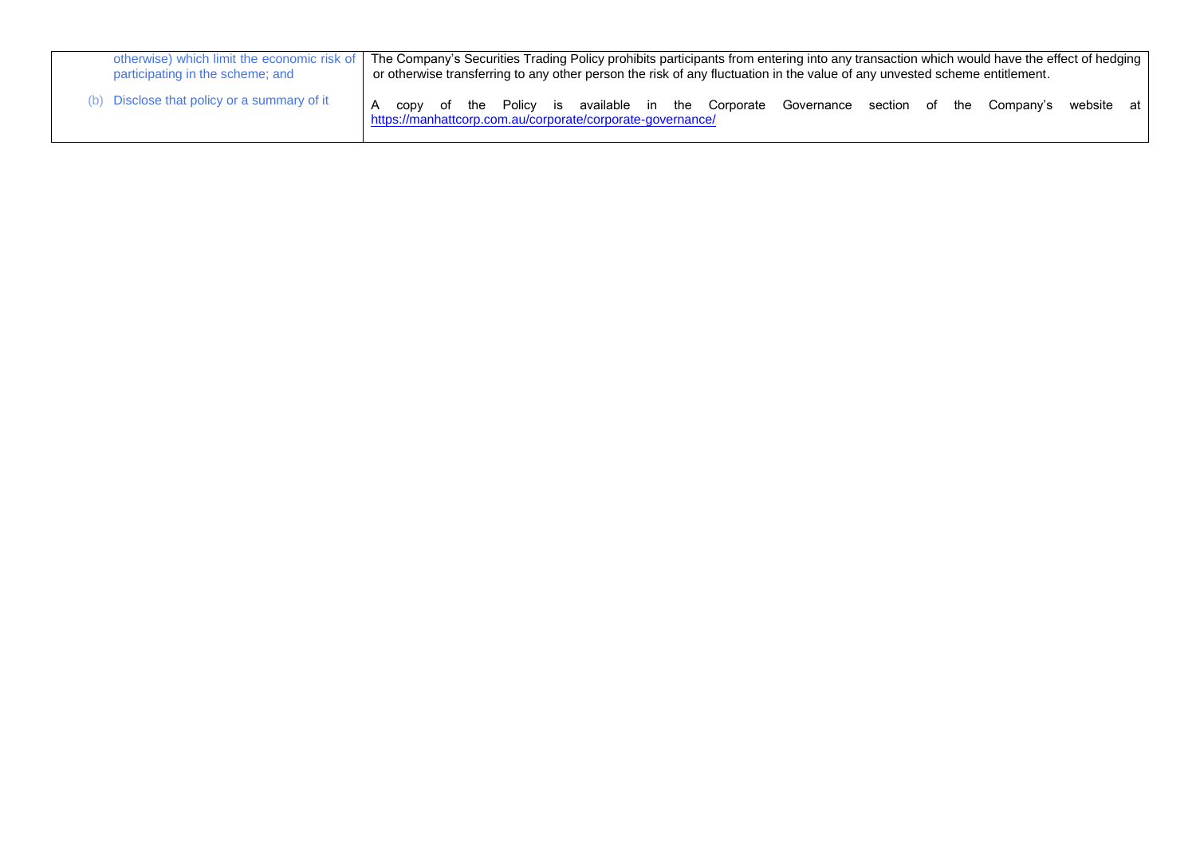| | |
|---|---|
| otherwise) which limit the economic risk of participating in the scheme; and | The Company's Securities Trading Policy prohibits participants from entering into any transaction which would have the effect of hedging or otherwise transferring to any other person the risk of any fluctuation in the value of any unvested scheme entitlement. |
| (b) Disclose that policy or a summary of it | A copy of the Policy is available in the Corporate Governance section of the Company's website at https://manhattcorp.com.au/corporate/corporate-governance/ |